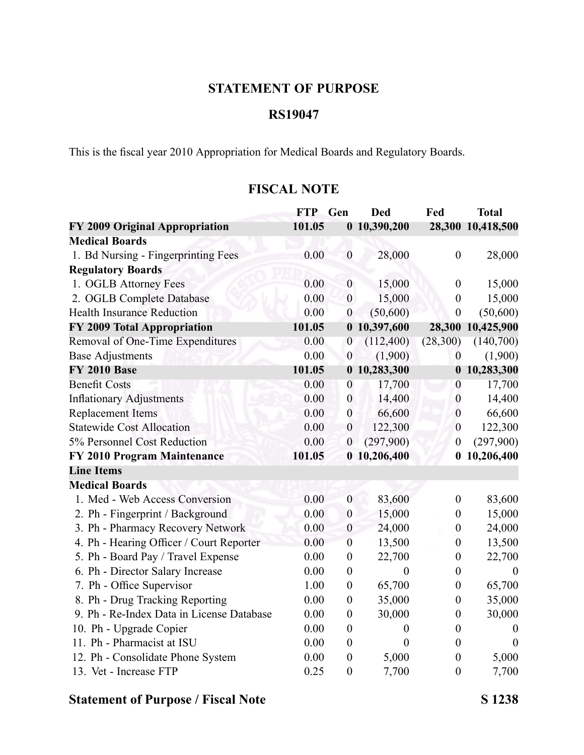## STATEMENT OF PURPOSE

## RS19047

This is the fiscal year 2010 Appropriation for Medical Boards and Regulatory Boards.

## FISCAL NOTE

| | FTP | Gen | Ded | Fed | Total |
|---|---|---|---|---|---|
| **FY 2009 Original Appropriation** | **101.05** | **0** | **10,390,200** | **28,300** | **10,418,500** |
| **Medical Boards** | | | | | |
| 1. Bd Nursing - Fingerprinting Fees | 0.00 | 0 | 28,000 | 0 | 28,000 |
| **Regulatory Boards** | | | | | |
| 1. OGLB Attorney Fees | 0.00 | 0 | 15,000 | 0 | 15,000 |
| 2. OGLB Complete Database | 0.00 | 0 | 15,000 | 0 | 15,000 |
| Health Insurance Reduction | 0.00 | 0 | (50,600) | 0 | (50,600) |
| **FY 2009 Total Appropriation** | **101.05** | **0** | **10,397,600** | **28,300** | **10,425,900** |
| Removal of One-Time Expenditures | 0.00 | 0 | (112,400) | (28,300) | (140,700) |
| Base Adjustments | 0.00 | 0 | (1,900) | 0 | (1,900) |
| **FY 2010 Base** | **101.05** | **0** | **10,283,300** | **0** | **10,283,300** |
| Benefit Costs | 0.00 | 0 | 17,700 | 0 | 17,700 |
| Inflationary Adjustments | 0.00 | 0 | 14,400 | 0 | 14,400 |
| Replacement Items | 0.00 | 0 | 66,600 | 0 | 66,600 |
| Statewide Cost Allocation | 0.00 | 0 | 122,300 | 0 | 122,300 |
| 5% Personnel Cost Reduction | 0.00 | 0 | (297,900) | 0 | (297,900) |
| **FY 2010 Program Maintenance** | **101.05** | **0** | **10,206,400** | **0** | **10,206,400** |
| **Line Items** | | | | | |
| **Medical Boards** | | | | | |
| 1. Med - Web Access Conversion | 0.00 | 0 | 83,600 | 0 | 83,600 |
| 2. Ph - Fingerprint / Background | 0.00 | 0 | 15,000 | 0 | 15,000 |
| 3. Ph - Pharmacy Recovery Network | 0.00 | 0 | 24,000 | 0 | 24,000 |
| 4. Ph - Hearing Officer / Court Reporter | 0.00 | 0 | 13,500 | 0 | 13,500 |
| 5. Ph - Board Pay / Travel Expense | 0.00 | 0 | 22,700 | 0 | 22,700 |
| 6. Ph - Director Salary Increase | 0.00 | 0 | 0 | 0 | 0 |
| 7. Ph - Office Supervisor | 1.00 | 0 | 65,700 | 0 | 65,700 |
| 8. Ph - Drug Tracking Reporting | 0.00 | 0 | 35,000 | 0 | 35,000 |
| 9. Ph - Re-Index Data in License Database | 0.00 | 0 | 30,000 | 0 | 30,000 |
| 10. Ph - Upgrade Copier | 0.00 | 0 | 0 | 0 | 0 |
| 11. Ph - Pharmacist at ISU | 0.00 | 0 | 0 | 0 | 0 |
| 12. Ph - Consolidate Phone System | 0.00 | 0 | 5,000 | 0 | 5,000 |
| 13. Vet - Increase FTP | 0.25 | 0 | 7,700 | 0 | 7,700 |

**Statement of Purpose / Fiscal Note** **S 1238**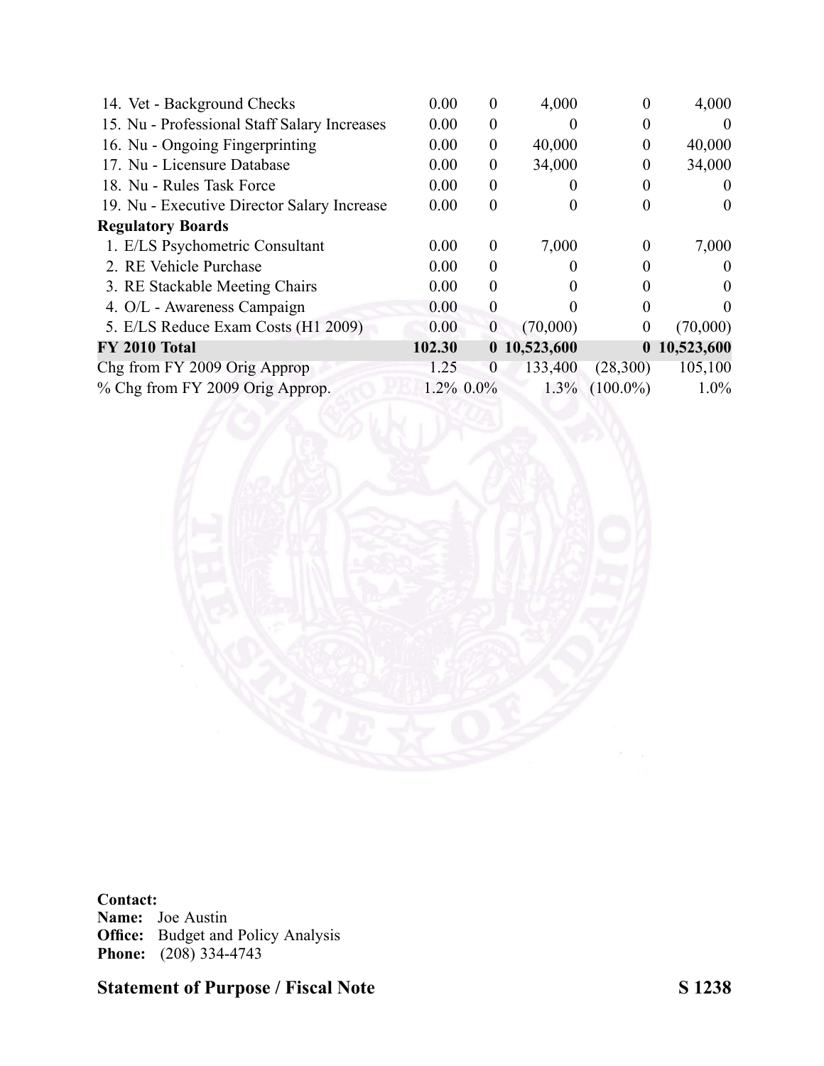| | | | | | |
|---|---|---|---|---|---|
| 14. Vet - Background Checks | 0.00 | 0 | 4,000 | 0 | 4,000 |
| 15. Nu - Professional Staff Salary Increases | 0.00 | 0 | 0 | 0 | 0 |
| 16. Nu - Ongoing Fingerprinting | 0.00 | 0 | 40,000 | 0 | 40,000 |
| 17. Nu - Licensure Database | 0.00 | 0 | 34,000 | 0 | 34,000 |
| 18. Nu - Rules Task Force | 0.00 | 0 | 0 | 0 | 0 |
| 19. Nu - Executive Director Salary Increase | 0.00 | 0 | 0 | 0 | 0 |
| **Regulatory Boards** | | | | | |
| 1. E/LS Psychometric Consultant | 0.00 | 0 | 7,000 | 0 | 7,000 |
| 2. RE Vehicle Purchase | 0.00 | 0 | 0 | 0 | 0 |
| 3. RE Stackable Meeting Chairs | 0.00 | 0 | 0 | 0 | 0 |
| 4. O/L - Awareness Campaign | 0.00 | 0 | 0 | 0 | 0 |
| 5. E/LS Reduce Exam Costs (H1 2009) | 0.00 | 0 | (70,000) | 0 | (70,000) |
| **FY 2010 Total** | **102.30** | **0** | **10,523,600** | **0** | **10,523,600** |
| Chg from FY 2009 Orig Approp | 1.25 | 0 | 133,400 | (28,300) | 105,100 |
| % Chg from FY 2009 Orig Approp. | 1.2% | 0.0% | 1.3% | (100.0%) | 1.0% |

**Contact:**
**Name:** Joe Austin
**Office:** Budget and Policy Analysis
**Phone:** (208) 334-4743

## Statement of Purpose / Fiscal Note S 1238